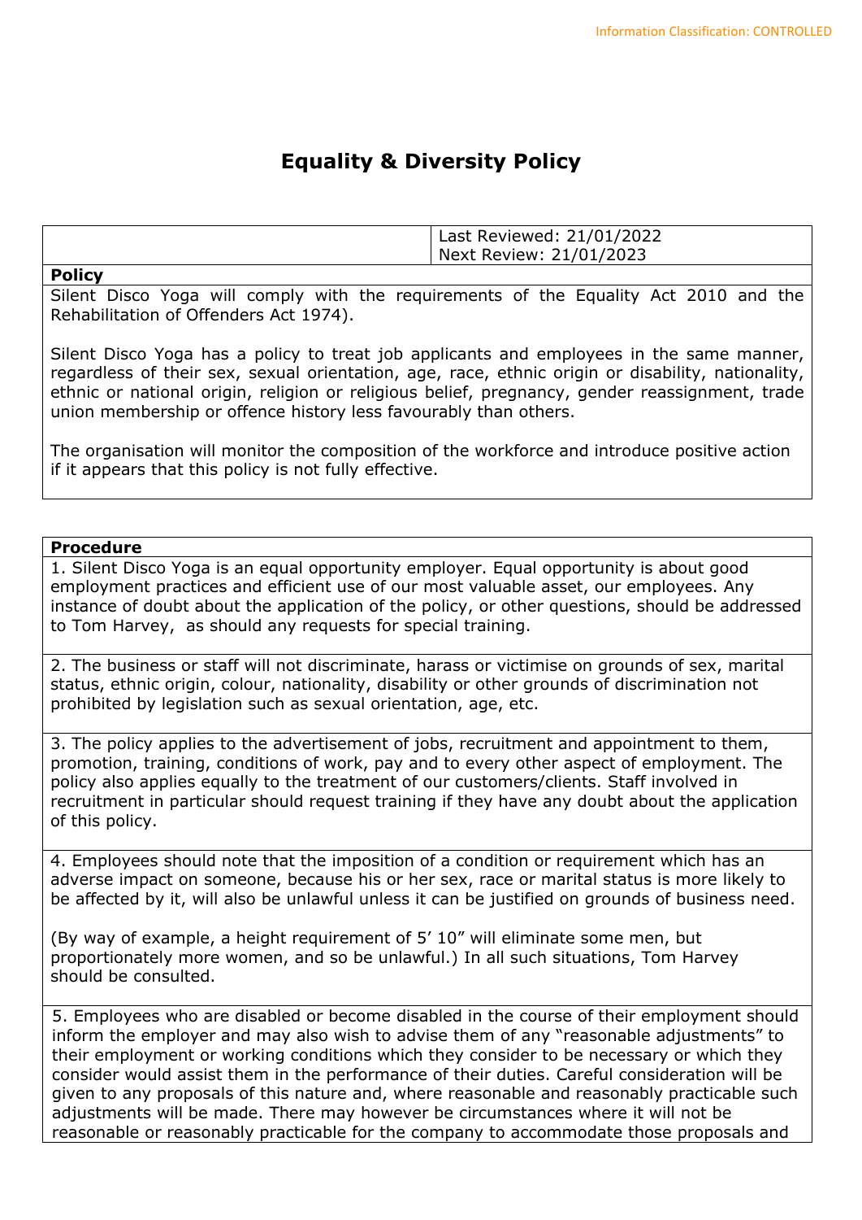Information Classification: CONTROLLED

# Equality & Diversity Policy

| | Last Reviewed: 21/01/2022<br>Next Review: 21/01/2023 |
|---|---|

**Policy**

Silent Disco Yoga will comply with the requirements of the Equality Act 2010 and the Rehabilitation of Offenders Act 1974).

Silent Disco Yoga has a policy to treat job applicants and employees in the same manner, regardless of their sex, sexual orientation, age, race, ethnic origin or disability, nationality, ethnic or national origin, religion or religious belief, pregnancy, gender reassignment, trade union membership or offence history less favourably than others.

The organisation will monitor the composition of the workforce and introduce positive action if it appears that this policy is not fully effective.

**Procedure**

1. Silent Disco Yoga is an equal opportunity employer. Equal opportunity is about good employment practices and efficient use of our most valuable asset, our employees. Any instance of doubt about the application of the policy, or other questions, should be addressed to Tom Harvey, as should any requests for special training.

2. The business or staff will not discriminate, harass or victimise on grounds of sex, marital status, ethnic origin, colour, nationality, disability or other grounds of discrimination not prohibited by legislation such as sexual orientation, age, etc.

3. The policy applies to the advertisement of jobs, recruitment and appointment to them, promotion, training, conditions of work, pay and to every other aspect of employment. The policy also applies equally to the treatment of our customers/clients. Staff involved in recruitment in particular should request training if they have any doubt about the application of this policy.

4. Employees should note that the imposition of a condition or requirement which has an adverse impact on someone, because his or her sex, race or marital status is more likely to be affected by it, will also be unlawful unless it can be justified on grounds of business need.

(By way of example, a height requirement of 5' 10" will eliminate some men, but proportionately more women, and so be unlawful.) In all such situations, Tom Harvey should be consulted.

5. Employees who are disabled or become disabled in the course of their employment should inform the employer and may also wish to advise them of any "reasonable adjustments" to their employment or working conditions which they consider to be necessary or which they consider would assist them in the performance of their duties. Careful consideration will be given to any proposals of this nature and, where reasonable and reasonably practicable such adjustments will be made. There may however be circumstances where it will not be reasonable or reasonably practicable for the company to accommodate those proposals and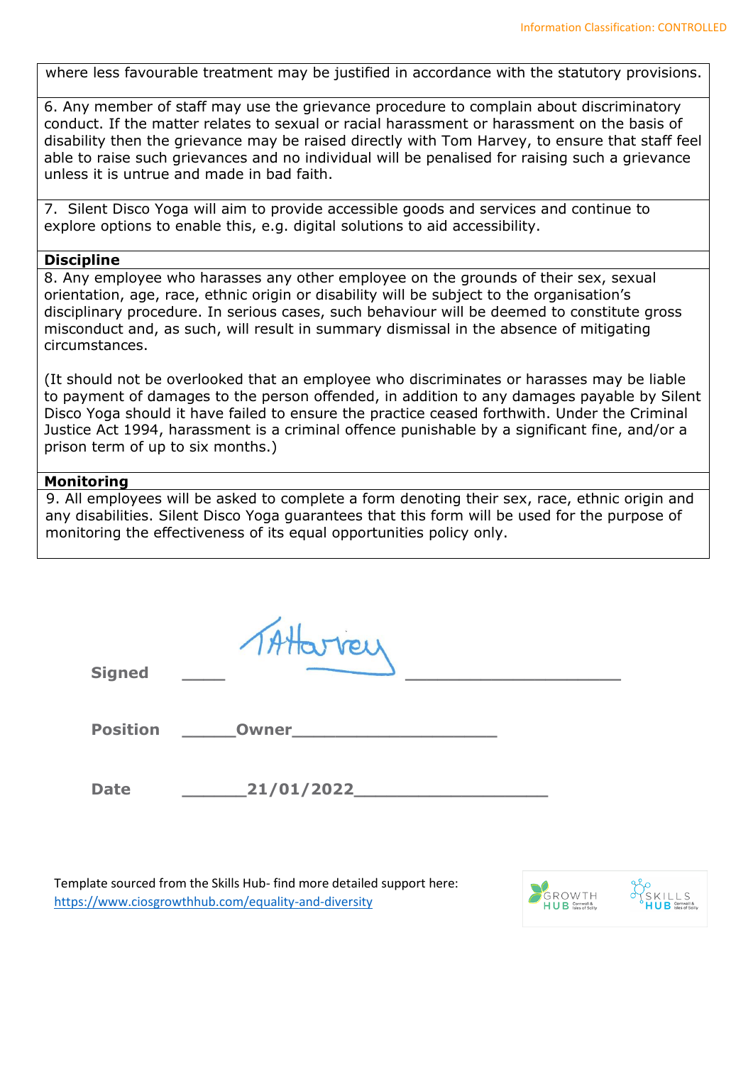where less favourable treatment may be justified in accordance with the statutory provisions.

6. Any member of staff may use the grievance procedure to complain about discriminatory conduct. If the matter relates to sexual or racial harassment or harassment on the basis of disability then the grievance may be raised directly with Tom Harvey, to ensure that staff feel able to raise such grievances and no individual will be penalised for raising such a grievance unless it is untrue and made in bad faith.

7. Silent Disco Yoga will aim to provide accessible goods and services and continue to explore options to enable this, e.g. digital solutions to aid accessibility.

**Discipline**

8. Any employee who harasses any other employee on the grounds of their sex, sexual orientation, age, race, ethnic origin or disability will be subject to the organisation's disciplinary procedure. In serious cases, such behaviour will be deemed to constitute gross misconduct and, as such, will result in summary dismissal in the absence of mitigating circumstances.

(It should not be overlooked that an employee who discriminates or harasses may be liable to payment of damages to the person offended, in addition to any damages payable by Silent Disco Yoga should it have failed to ensure the practice ceased forthwith. Under the Criminal Justice Act 1994, harassment is a criminal offence punishable by a significant fine, and/or a prison term of up to six months.)

**Monitoring**

9. All employees will be asked to complete a form denoting their sex, race, ethnic origin and any disabilities. Silent Disco Yoga guarantees that this form will be used for the purpose of monitoring the effectiveness of its equal opportunities policy only.

**Signed** TAHarvey

**Position** Owner

**Date** 21/01/2022

Template sourced from the Skills Hub- find more detailed support here: https://www.ciosgrowthhub.com/equality-and-diversity